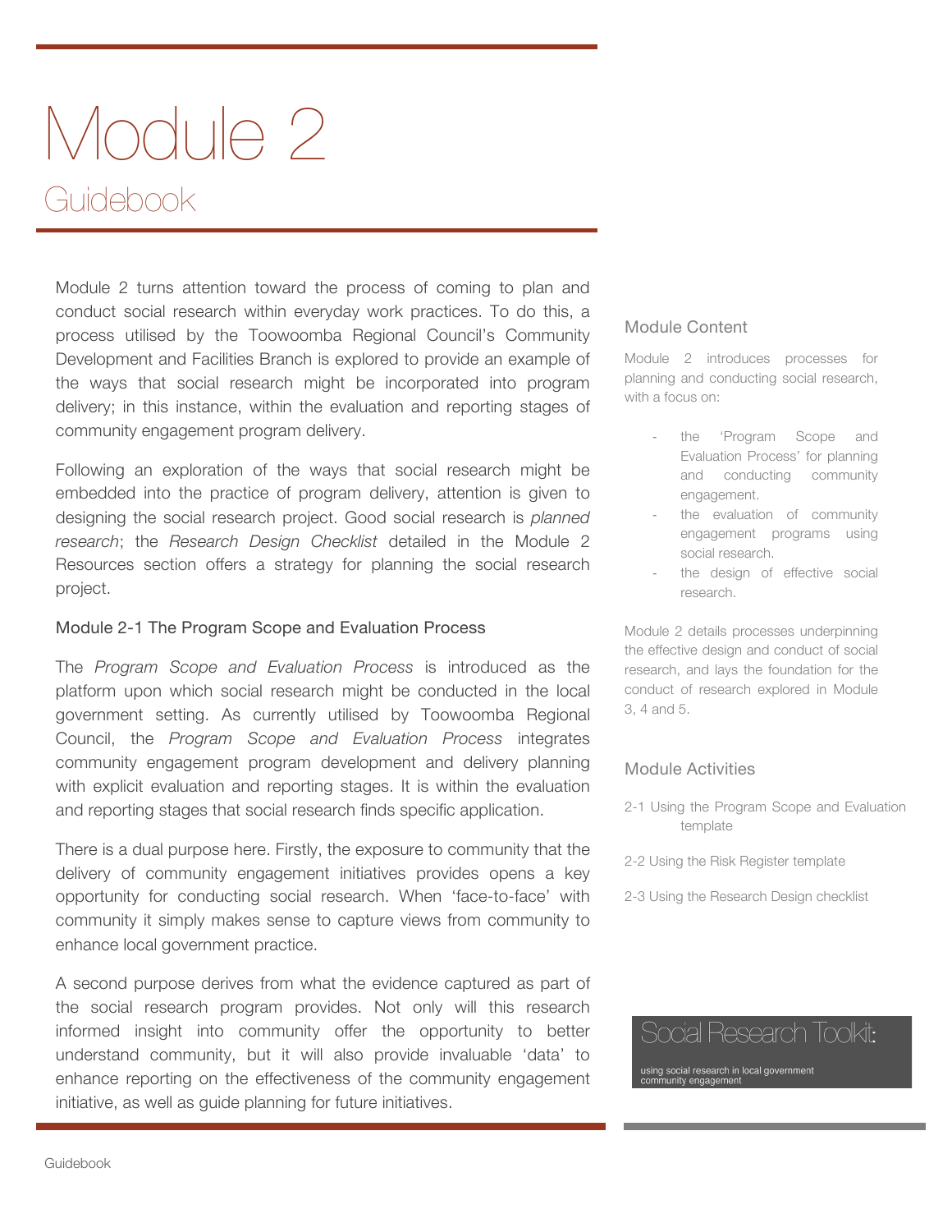# Module 2

## Guidebook

Module 2 turns attention toward the process of coming to plan and conduct social research within everyday work practices. To do this, a process utilised by the Toowoomba Regional Council's Community Development and Facilities Branch is explored to provide an example of the ways that social research might be incorporated into program delivery; in this instance, within the evaluation and reporting stages of community engagement program delivery.

Following an exploration of the ways that social research might be embedded into the practice of program delivery, attention is given to designing the social research project. Good social research is *planned research*; the *Research Design Checklist* detailed in the Module 2 Resources section offers a strategy for planning the social research project.

### Module 2-1 The Program Scope and Evaluation Process

The *Program Scope and Evaluation Process* is introduced as the platform upon which social research might be conducted in the local government setting. As currently utilised by Toowoomba Regional Council, the *Program Scope and Evaluation Process* integrates community engagement program development and delivery planning with explicit evaluation and reporting stages. It is within the evaluation and reporting stages that social research finds specific application.

There is a dual purpose here. Firstly, the exposure to community that the delivery of community engagement initiatives provides opens a key opportunity for conducting social research. When 'face-to-face' with community it simply makes sense to capture views from community to enhance local government practice.

A second purpose derives from what the evidence captured as part of the social research program provides. Not only will this research informed insight into community offer the opportunity to better understand community, but it will also provide invaluable 'data' to enhance reporting on the effectiveness of the community engagement initiative, as well as guide planning for future initiatives.

### Module Content

Module 2 introduces processes for planning and conducting social research, with a focus on:

- the 'Program Scope and Evaluation Process' for planning and conducting community engagement.
- the evaluation of community engagement programs using social research.
- the design of effective social research.

Module 2 details processes underpinning the effective design and conduct of social research, and lays the foundation for the conduct of research explored in Module 3, 4 and 5.

### Module Activities

2-1 Using the Program Scope and Evaluation template

2-2 Using the Risk Register template

2-3 Using the Research Design checklist

**Social Research Toolkit:**

using social research in local government community engagement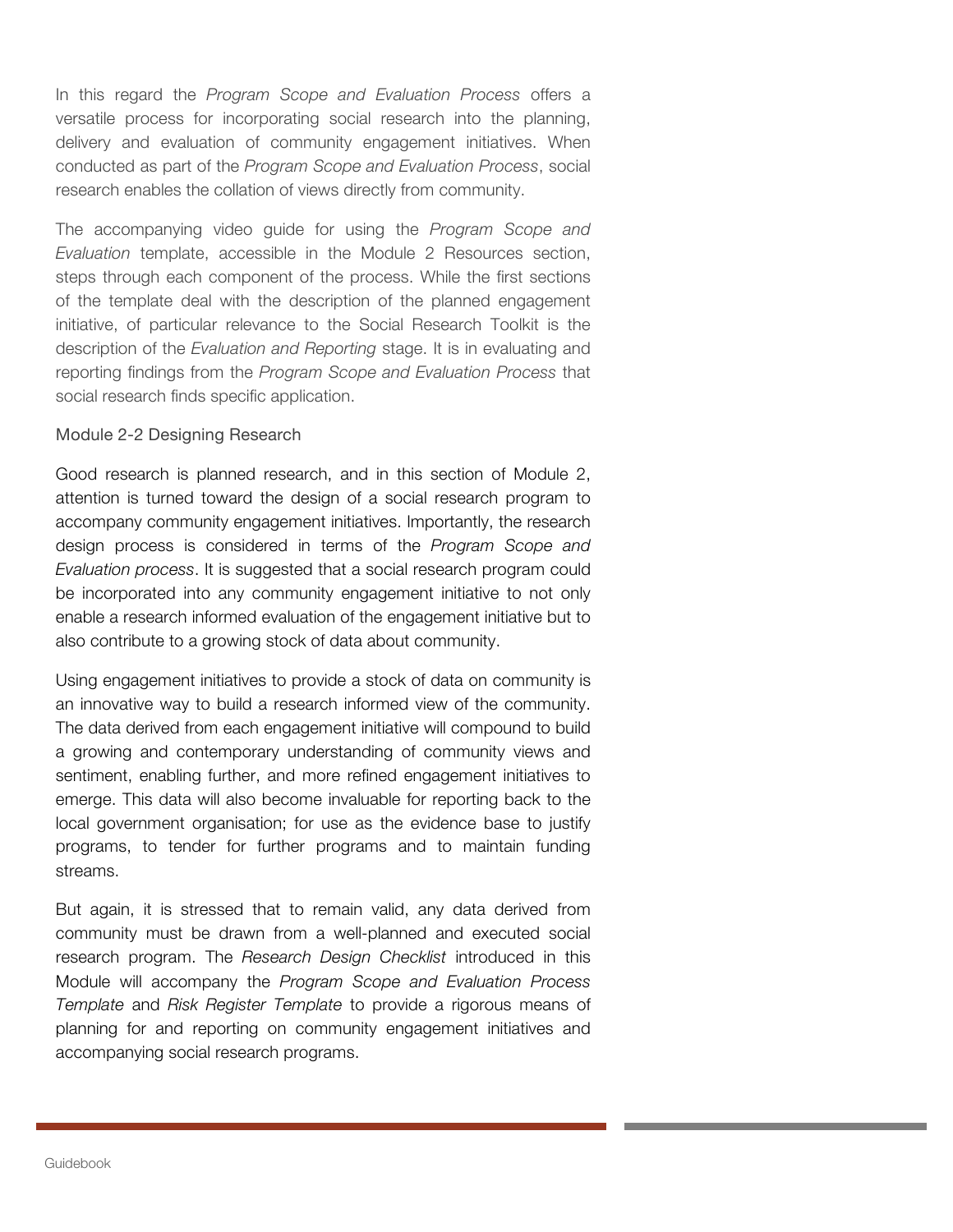In this regard the *Program Scope and Evaluation Process* offers a versatile process for incorporating social research into the planning, delivery and evaluation of community engagement initiatives. When conducted as part of the *Program Scope and Evaluation Process*, social research enables the collation of views directly from community.

The accompanying video guide for using the *Program Scope and Evaluation* template, accessible in the Module 2 Resources section, steps through each component of the process. While the first sections of the template deal with the description of the planned engagement initiative, of particular relevance to the Social Research Toolkit is the description of the *Evaluation and Reporting* stage. It is in evaluating and reporting findings from the *Program Scope and Evaluation Process* that social research finds specific application.

## Module 2-2 Designing Research

Good research is planned research, and in this section of Module 2, attention is turned toward the design of a social research program to accompany community engagement initiatives. Importantly, the research design process is considered in terms of the *Program Scope and Evaluation process*. It is suggested that a social research program could be incorporated into any community engagement initiative to not only enable a research informed evaluation of the engagement initiative but to also contribute to a growing stock of data about community.

Using engagement initiatives to provide a stock of data on community is an innovative way to build a research informed view of the community. The data derived from each engagement initiative will compound to build a growing and contemporary understanding of community views and sentiment, enabling further, and more refined engagement initiatives to emerge. This data will also become invaluable for reporting back to the local government organisation; for use as the evidence base to justify programs, to tender for further programs and to maintain funding streams.

But again, it is stressed that to remain valid, any data derived from community must be drawn from a well-planned and executed social research program. The *Research Design Checklist* introduced in this Module will accompany the *Program Scope and Evaluation Process Template* and *Risk Register Template* to provide a rigorous means of planning for and reporting on community engagement initiatives and accompanying social research programs.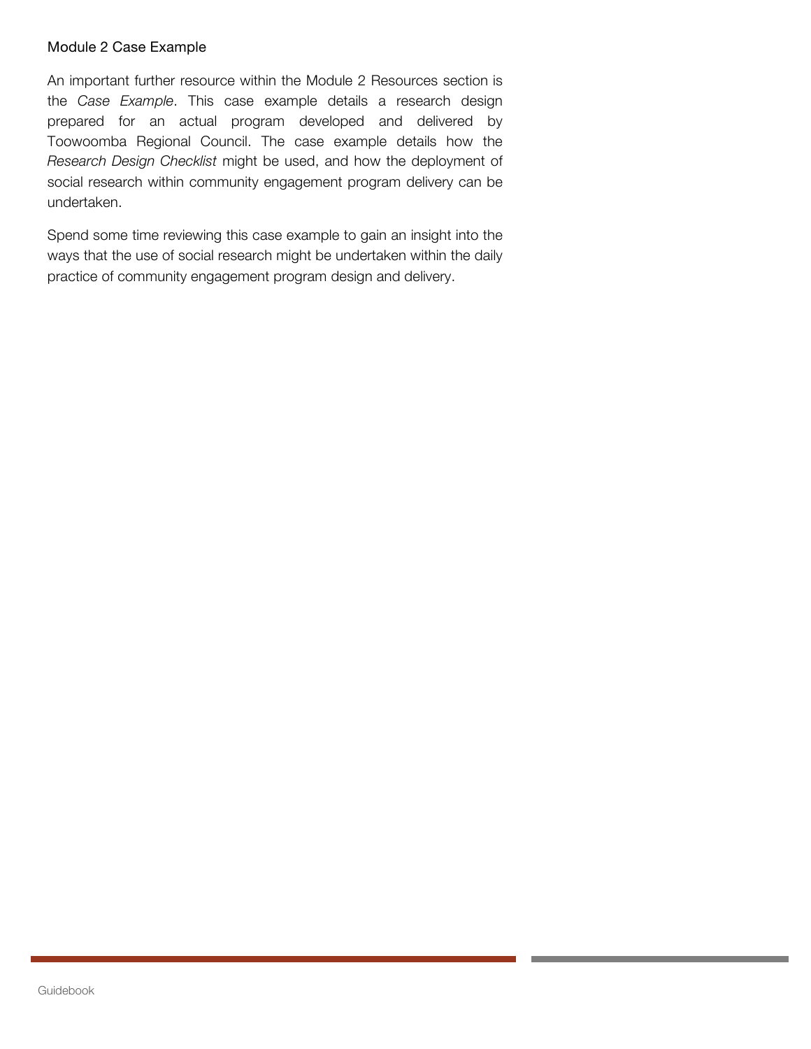## Module 2 Case Example

An important further resource within the Module 2 Resources section is the *Case Example*. This case example details a research design prepared for an actual program developed and delivered by Toowoomba Regional Council. The case example details how the *Research Design Checklist* might be used, and how the deployment of social research within community engagement program delivery can be undertaken.

Spend some time reviewing this case example to gain an insight into the ways that the use of social research might be undertaken within the daily practice of community engagement program design and delivery.